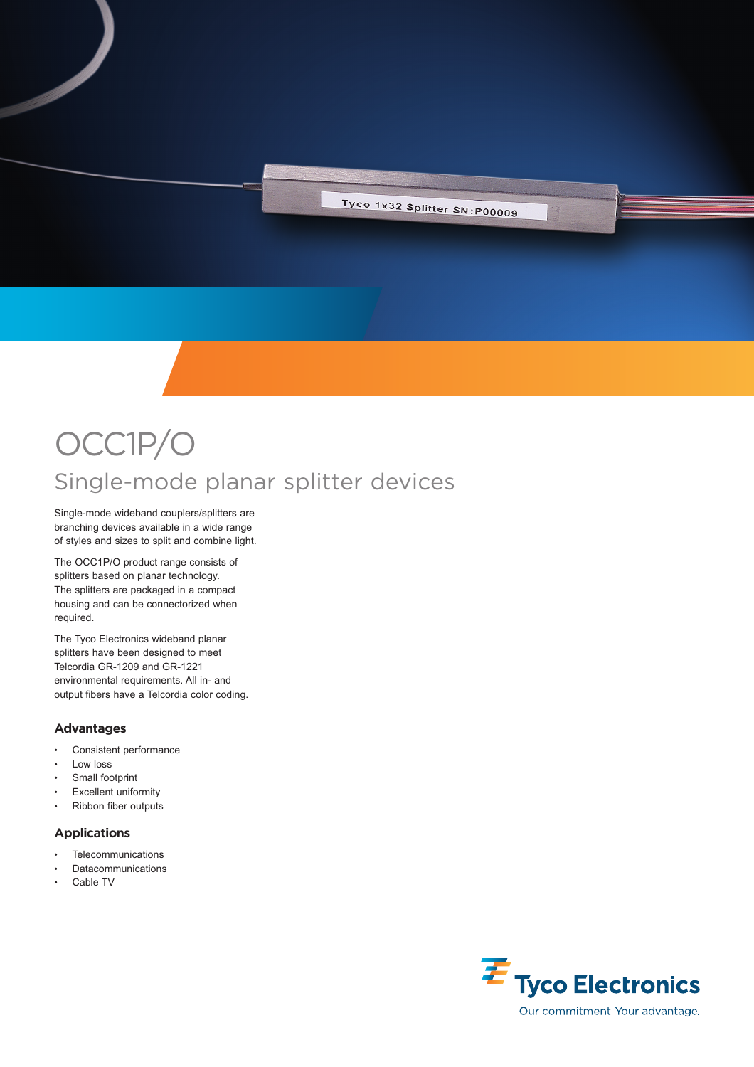# OCC1P/O

## Single-mode planar splitter devices

Single-mode wideband couplers/splitters are branching devices available in a wide range of styles and sizes to split and combine light.

The OCC1P/O product range consists of splitters based on planar technology. The splitters are packaged in a compact housing and can be connectorized when required.

The Tyco Electronics wideband planar splitters have been designed to meet Telcordia GR-1209 and GR-1221 environmental requirements. All in- and output fibers have a Telcordia color coding.

### Advantages

- Consistent performance
- Low loss
- Small footprint
- Excellent uniformity
- Ribbon fiber outputs

### Applications

- Telecommunications
- Datacommunications
- Cable TV

Tyco Electronics

Our commitment. Your advantage.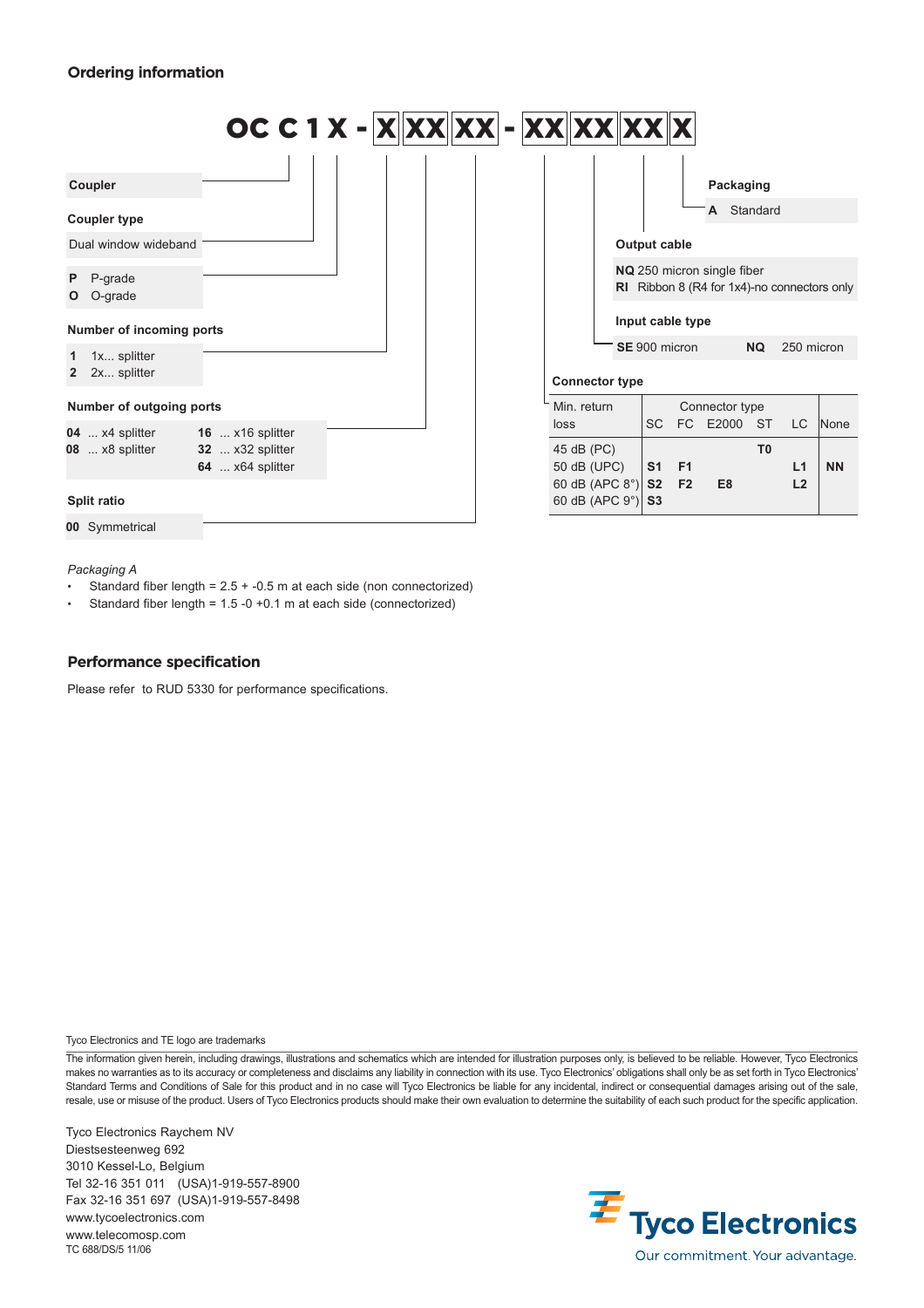## Ordering information

**OC C 1 X - X XX XX - XX XX XX X**

**Coupler**

**Coupler type**

Dual window wideband

**P** P-grade
**O** O-grade

**Number of incoming ports**

**1** 1x... splitter
**2** 2x... splitter

**Number of outgoing ports**

**04** ... x4 splitter
**08** ... x8 splitter
**16** ... x16 splitter
**32** ... x32 splitter
**64** ... x64 splitter

**Split ratio**

**00** Symmetrical

**Packaging**

**A** Standard

**Output cable**

**NQ** 250 micron single fiber
**RI** Ribbon 8 (R4 for 1x4)-no connectors only

**Input cable type**

**SE** 900 micron
**NQ** 250 micron

**Connector type**

| Min. return loss | Connector type SC | FC | E2000 | ST | LC | None |
|---|---|---|---|---|---|---|
| 45 dB (PC) | | | | **T0** | | |
| 50 dB (UPC) | **S1** | **F1** | | | **L1** | **NN** |
| 60 dB (APC 8°) | **S2** | **F2** | **E8** | | **L2** | |
| 60 dB (APC 9°) | **S3** | | | | | |

*Packaging A*

- Standard fiber length = 2.5 + -0.5 m at each side (non connectorized)
- Standard fiber length = 1.5 -0 +0.1 m at each side (connectorized)

## Performance specification

Please refer to RUD 5330 for performance specifications.

Tyco Electronics and TE logo are trademarks

The information given herein, including drawings, illustrations and schematics which are intended for illustration purposes only, is believed to be reliable. However, Tyco Electronics makes no warranties as to its accuracy or completeness and disclaims any liability in connection with its use. Tyco Electronics' obligations shall only be as set forth in Tyco Electronics' Standard Terms and Conditions of Sale for this product and in no case will Tyco Electronics be liable for any incidental, indirect or consequential damages arising out of the sale, resale, use or misuse of the product. Users of Tyco Electronics products should make their own evaluation to determine the suitability of each such product for the specific application.

Tyco Electronics Raychem NV
Diestsesteenweg 692
3010 Kessel-Lo, Belgium
Tel 32-16 351 011 (USA)1-919-557-8900
Fax 32-16 351 697 (USA)1-919-557-8498
www.tycoelectronics.com
www.telecomosp.com
TC 688/DS/5 11/06

Tyco Electronics
Our commitment. Your advantage.